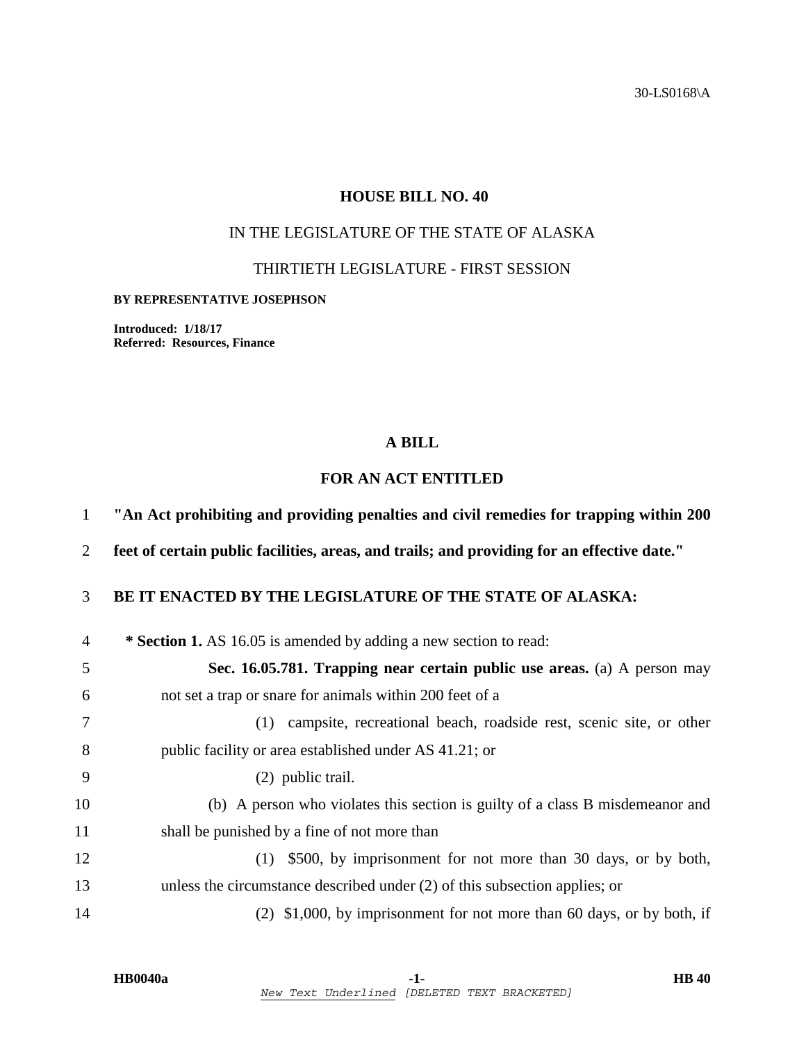30-LS0168\A

# HOUSE BILL NO. 40

IN THE LEGISLATURE OF THE STATE OF ALASKA

THIRTIETH LEGISLATURE - FIRST SESSION

**BY REPRESENTATIVE JOSEPHSON**

**Introduced: 1/18/17**
**Referred: Resources, Finance**

## A BILL

## FOR AN ACT ENTITLED

1 **"An Act prohibiting and providing penalties and civil remedies for trapping within 200**
2 **feet of certain public facilities, areas, and trails; and providing for an effective date."**

3 **BE IT ENACTED BY THE LEGISLATURE OF THE STATE OF ALASKA:**

4 **\* Section 1.** AS 16.05 is amended by adding a new section to read:

5 **Sec. 16.05.781. Trapping near certain public use areas.** (a) A person may
6 not set a trap or snare for animals within 200 feet of a

7 (1) campsite, recreational beach, roadside rest, scenic site, or other
8 public facility or area established under AS 41.21; or

9 (2) public trail.

10 (b) A person who violates this section is guilty of a class B misdemeanor and
11 shall be punished by a fine of not more than

12 (1) $500, by imprisonment for not more than 30 days, or by both,
13 unless the circumstance described under (2) of this subsection applies; or

14 (2) $1,000, by imprisonment for not more than 60 days, or by both, if

HB0040a -1- HB 40

*New Text Underlined [DELETED TEXT BRACKETED]*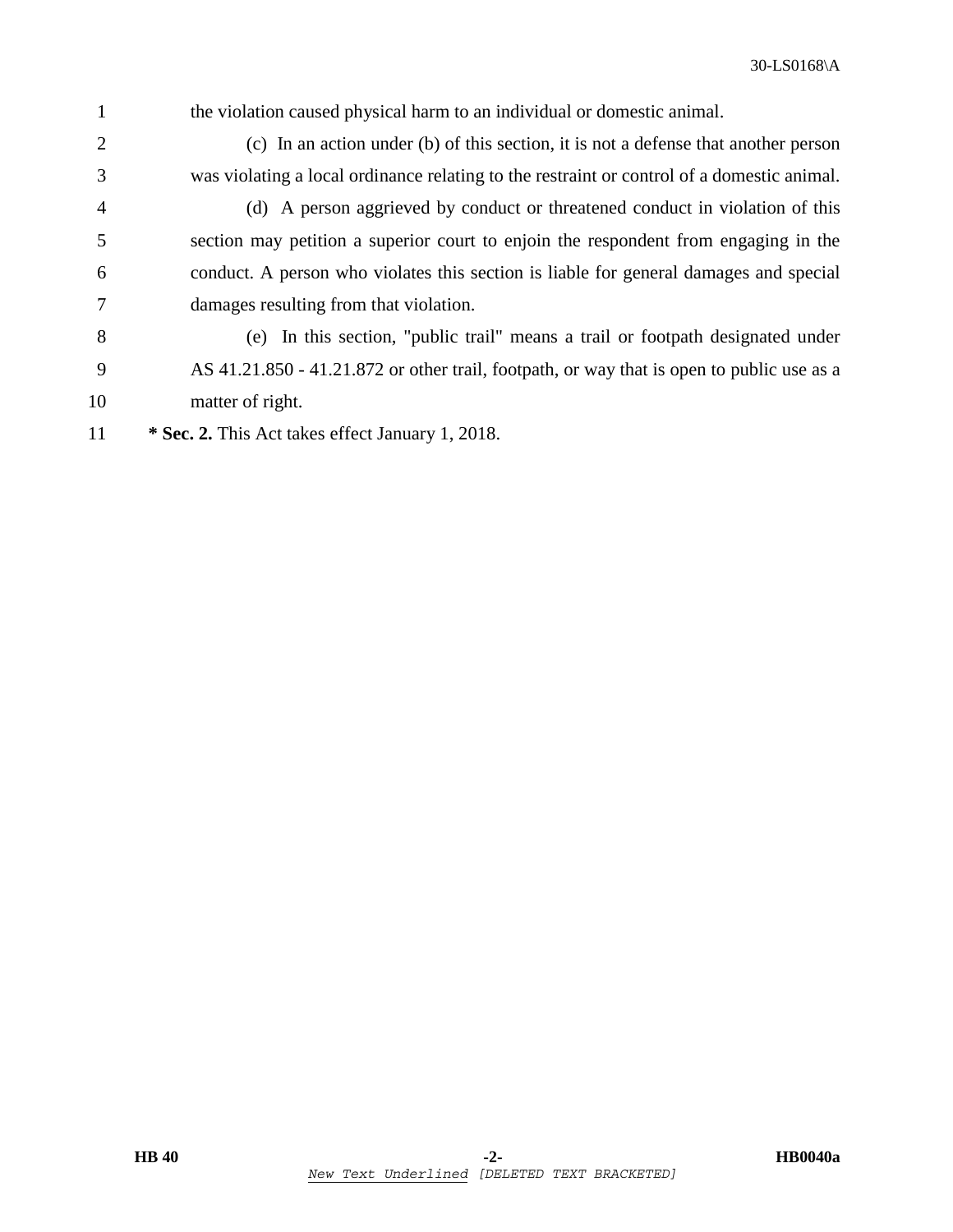the violation caused physical harm to an individual or domestic animal.

(c) In an action under (b) of this section, it is not a defense that another person was violating a local ordinance relating to the restraint or control of a domestic animal.

(d) A person aggrieved by conduct or threatened conduct in violation of this section may petition a superior court to enjoin the respondent from engaging in the conduct. A person who violates this section is liable for general damages and special damages resulting from that violation.

(e) In this section, "public trail" means a trail or footpath designated under AS 41.21.850 - 41.21.872 or other trail, footpath, or way that is open to public use as a matter of right.

**\* Sec. 2.** This Act takes effect January 1, 2018.